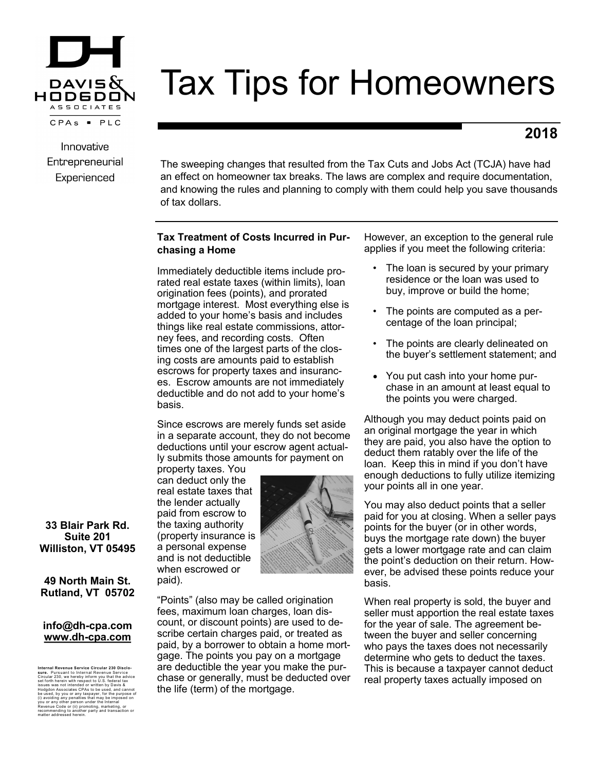# Tax Tips for Homeowners

**2018**

Innovative
Entrepreneurial
Experienced

The sweeping changes that resulted from the Tax Cuts and Jobs Act (TCJA) have had an effect on homeowner tax breaks. The laws are complex and require documentation, and knowing the rules and planning to comply with them could help you save thousands of tax dollars.

**Tax Treatment of Costs Incurred in Purchasing a Home**

Immediately deductible items include prorated real estate taxes (within limits), loan origination fees (points), and prorated mortgage interest. Most everything else is added to your home's basis and includes things like real estate commissions, attorney fees, and recording costs. Often times one of the largest parts of the closing costs are amounts paid to establish escrows for property taxes and insurances. Escrow amounts are not immediately deductible and do not add to your home's basis.

Since escrows are merely funds set aside in a separate account, they do not become deductions until your escrow agent actually submits those amounts for payment on property taxes. You can deduct only the real estate taxes that the lender actually paid from escrow to the taxing authority (property insurance is a personal expense and is not deductible when escrowed or paid).

"Points" (also may be called origination fees, maximum loan charges, loan discount, or discount points) are used to describe certain charges paid, or treated as paid, by a borrower to obtain a home mortgage. The points you pay on a mortgage are deductible the year you make the purchase or generally, must be deducted over the life (term) of the mortgage.

However, an exception to the general rule applies if you meet the following criteria:

- The loan is secured by your primary residence or the loan was used to buy, improve or build the home;
- The points are computed as a percentage of the loan principal;
- The points are clearly delineated on the buyer's settlement statement; and
- You put cash into your home purchase in an amount at least equal to the points you were charged.

Although you may deduct points paid on an original mortgage the year in which they are paid, you also have the option to deduct them ratably over the life of the loan. Keep this in mind if you don't have enough deductions to fully utilize itemizing your points all in one year.

You may also deduct points that a seller paid for you at closing. When a seller pays points for the buyer (or in other words, buys the mortgage rate down) the buyer gets a lower mortgage rate and can claim the point's deduction on their return. However, be advised these points reduce your basis.

When real property is sold, the buyer and seller must apportion the real estate taxes for the year of sale. The agreement between the buyer and seller concerning who pays the taxes does not necessarily determine who gets to deduct the taxes. This is because a taxpayer cannot deduct real property taxes actually imposed on

**33 Blair Park Rd.**
**Suite 201**
**Williston, VT 05495**

**49 North Main St.**
**Rutland, VT 05702**

**info@dh-cpa.com**
**www.dh-cpa.com**

**Internal Revenue Service Circular 230 Disclosure.** Pursuant to Internal Revenue Service Circular 230, we hereby inform you that the advice set forth herein with respect to U.S. federal tax issues was not intended or written by Davis & Hodgdon Associates CPAs to be used, and cannot be used, by you or any taxpayer, for the purpose of (i) avoiding any penalties that may be imposed on you or any other person under the Internal Revenue Code or (ii) promoting, marketing, or recommending to another party and transaction or matter addressed herein.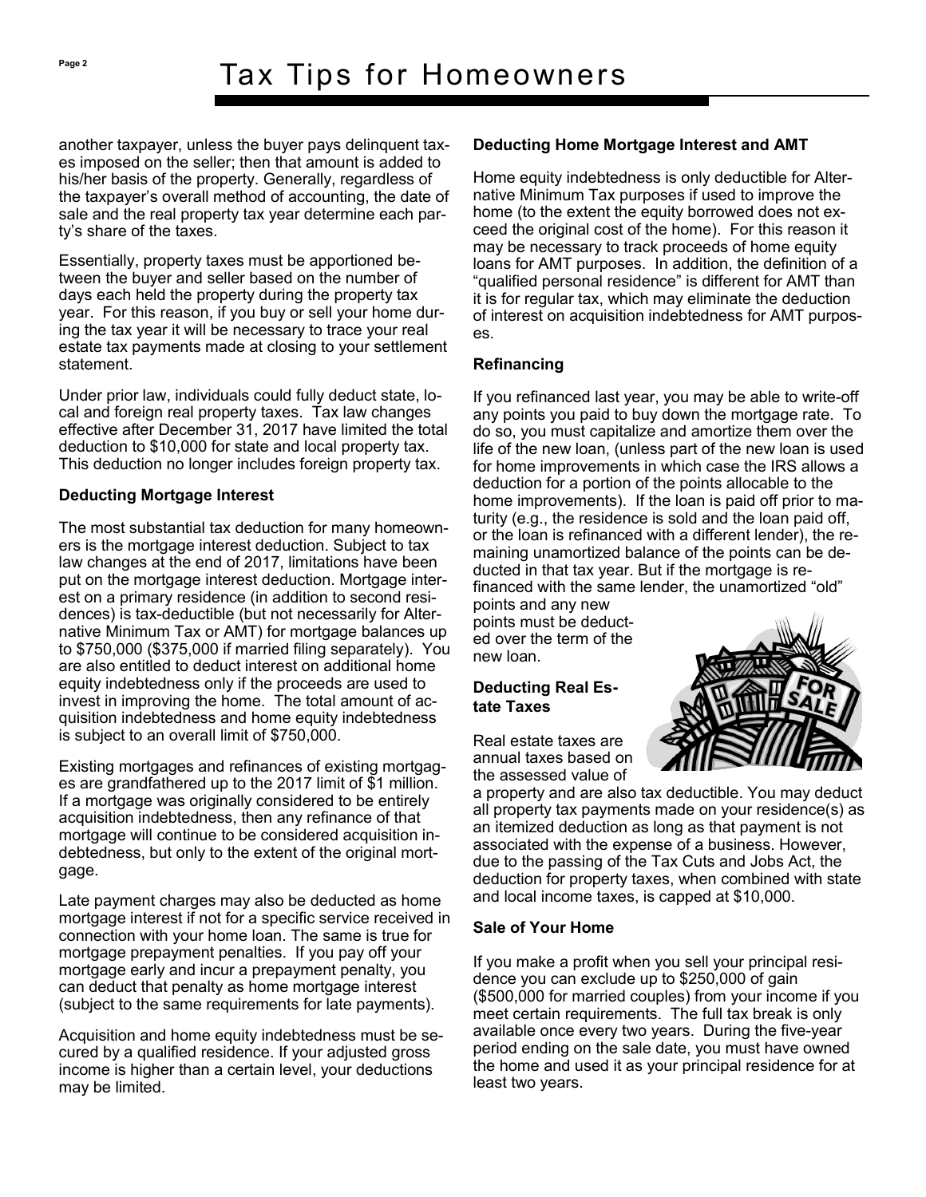# Tax Tips for Homeowners

another taxpayer, unless the buyer pays delinquent taxes imposed on the seller; then that amount is added to his/her basis of the property. Generally, regardless of the taxpayer's overall method of accounting, the date of sale and the real property tax year determine each party's share of the taxes.

Essentially, property taxes must be apportioned between the buyer and seller based on the number of days each held the property during the property tax year. For this reason, if you buy or sell your home during the tax year it will be necessary to trace your real estate tax payments made at closing to your settlement statement.

Under prior law, individuals could fully deduct state, local and foreign real property taxes. Tax law changes effective after December 31, 2017 have limited the total deduction to $10,000 for state and local property tax. This deduction no longer includes foreign property tax.

**Deducting Mortgage Interest**

The most substantial tax deduction for many homeowners is the mortgage interest deduction. Subject to tax law changes at the end of 2017, limitations have been put on the mortgage interest deduction. Mortgage interest on a primary residence (in addition to second residences) is tax-deductible (but not necessarily for Alternative Minimum Tax or AMT) for mortgage balances up to $750,000 ($375,000 if married filing separately). You are also entitled to deduct interest on additional home equity indebtedness only if the proceeds are used to invest in improving the home. The total amount of acquisition indebtedness and home equity indebtedness is subject to an overall limit of $750,000.

Existing mortgages and refinances of existing mortgages are grandfathered up to the 2017 limit of $1 million. If a mortgage was originally considered to be entirely acquisition indebtedness, then any refinance of that mortgage will continue to be considered acquisition indebtedness, but only to the extent of the original mortgage.

Late payment charges may also be deducted as home mortgage interest if not for a specific service received in connection with your home loan. The same is true for mortgage prepayment penalties. If you pay off your mortgage early and incur a prepayment penalty, you can deduct that penalty as home mortgage interest (subject to the same requirements for late payments).

Acquisition and home equity indebtedness must be secured by a qualified residence. If your adjusted gross income is higher than a certain level, your deductions may be limited.

**Deducting Home Mortgage Interest and AMT**

Home equity indebtedness is only deductible for Alternative Minimum Tax purposes if used to improve the home (to the extent the equity borrowed does not exceed the original cost of the home). For this reason it may be necessary to track proceeds of home equity loans for AMT purposes. In addition, the definition of a "qualified personal residence" is different for AMT than it is for regular tax, which may eliminate the deduction of interest on acquisition indebtedness for AMT purposes.

**Refinancing**

If you refinanced last year, you may be able to write-off any points you paid to buy down the mortgage rate. To do so, you must capitalize and amortize them over the life of the new loan, (unless part of the new loan is used for home improvements in which case the IRS allows a deduction for a portion of the points allocable to the home improvements). If the loan is paid off prior to maturity (e.g., the residence is sold and the loan paid off, or the loan is refinanced with a different lender), the remaining unamortized balance of the points can be deducted in that tax year. But if the mortgage is refinanced with the same lender, the unamortized "old" points and any new points must be deducted over the term of the new loan.

**Deducting Real Estate Taxes**

Real estate taxes are annual taxes based on the assessed value of a property and are also tax deductible. You may deduct all property tax payments made on your residence(s) as an itemized deduction as long as that payment is not associated with the expense of a business. However, due to the passing of the Tax Cuts and Jobs Act, the deduction for property taxes, when combined with state and local income taxes, is capped at $10,000.

**Sale of Your Home**

If you make a profit when you sell your principal residence you can exclude up to $250,000 of gain ($500,000 for married couples) from your income if you meet certain requirements. The full tax break is only available once every two years. During the five-year period ending on the sale date, you must have owned the home and used it as your principal residence for at least two years.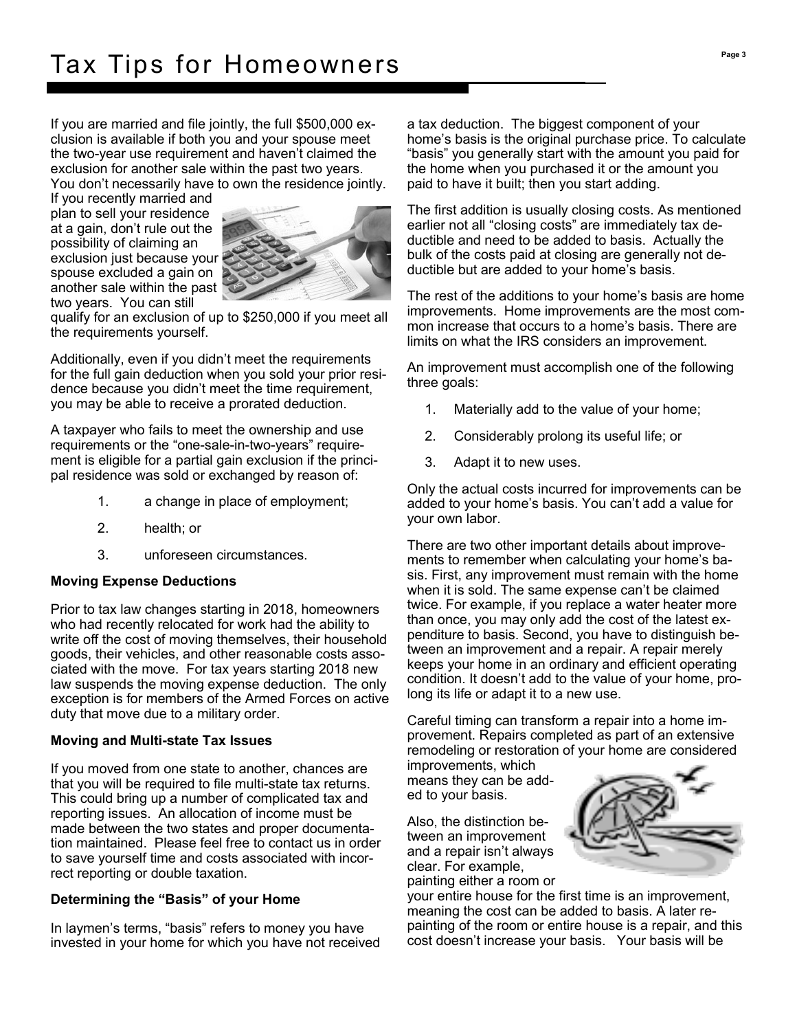# Tax Tips for Homeowners

If you are married and file jointly, the full $500,000 exclusion is available if both you and your spouse meet the two-year use requirement and haven't claimed the exclusion for another sale within the past two years. You don't necessarily have to own the residence jointly. If you recently married and plan to sell your residence at a gain, don't rule out the possibility of claiming an exclusion just because your spouse excluded a gain on another sale within the past two years. You can still qualify for an exclusion of up to $250,000 if you meet all the requirements yourself.

Additionally, even if you didn't meet the requirements for the full gain deduction when you sold your prior residence because you didn't meet the time requirement, you may be able to receive a prorated deduction.

A taxpayer who fails to meet the ownership and use requirements or the "one-sale-in-two-years" requirement is eligible for a partial gain exclusion if the principal residence was sold or exchanged by reason of:

1. a change in place of employment;
2. health; or
3. unforeseen circumstances.

**Moving Expense Deductions**

Prior to tax law changes starting in 2018, homeowners who had recently relocated for work had the ability to write off the cost of moving themselves, their household goods, their vehicles, and other reasonable costs associated with the move. For tax years starting 2018 new law suspends the moving expense deduction. The only exception is for members of the Armed Forces on active duty that move due to a military order.

**Moving and Multi-state Tax Issues**

If you moved from one state to another, chances are that you will be required to file multi-state tax returns. This could bring up a number of complicated tax and reporting issues. An allocation of income must be made between the two states and proper documentation maintained. Please feel free to contact us in order to save yourself time and costs associated with incorrect reporting or double taxation.

**Determining the "Basis" of your Home**

In laymen's terms, "basis" refers to money you have invested in your home for which you have not received a tax deduction. The biggest component of your home's basis is the original purchase price. To calculate "basis" you generally start with the amount you paid for the home when you purchased it or the amount you paid to have it built; then you start adding.

The first addition is usually closing costs. As mentioned earlier not all "closing costs" are immediately tax deductible and need to be added to basis. Actually the bulk of the costs paid at closing are generally not deductible but are added to your home's basis.

The rest of the additions to your home's basis are home improvements. Home improvements are the most common increase that occurs to a home's basis. There are limits on what the IRS considers an improvement.

An improvement must accomplish one of the following three goals:

1. Materially add to the value of your home;
2. Considerably prolong its useful life; or
3. Adapt it to new uses.

Only the actual costs incurred for improvements can be added to your home's basis. You can't add a value for your own labor.

There are two other important details about improvements to remember when calculating your home's basis. First, any improvement must remain with the home when it is sold. The same expense can't be claimed twice. For example, if you replace a water heater more than once, you may only add the cost of the latest expenditure to basis. Second, you have to distinguish between an improvement and a repair. A repair merely keeps your home in an ordinary and efficient operating condition. It doesn't add to the value of your home, prolong its life or adapt it to a new use.

Careful timing can transform a repair into a home improvement. Repairs completed as part of an extensive remodeling or restoration of your home are considered improvements, which means they can be added to your basis.

Also, the distinction between an improvement and a repair isn't always clear. For example, painting either a room or your entire house for the first time is an improvement, meaning the cost can be added to basis. A later repainting of the room or entire house is a repair, and this cost doesn't increase your basis. Your basis will be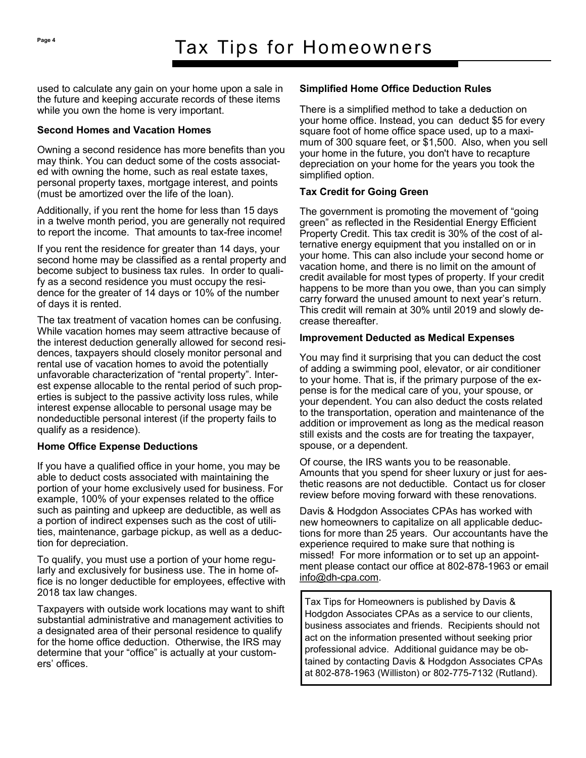# Tax Tips for Homeowners

used to calculate any gain on your home upon a sale in the future and keeping accurate records of these items while you own the home is very important.

**Second Homes and Vacation Homes**

Owning a second residence has more benefits than you may think. You can deduct some of the costs associated with owning the home, such as real estate taxes, personal property taxes, mortgage interest, and points (must be amortized over the life of the loan).

Additionally, if you rent the home for less than 15 days in a twelve month period, you are generally not required to report the income. That amounts to tax-free income!

If you rent the residence for greater than 14 days, your second home may be classified as a rental property and become subject to business tax rules. In order to qualify as a second residence you must occupy the residence for the greater of 14 days or 10% of the number of days it is rented.

The tax treatment of vacation homes can be confusing. While vacation homes may seem attractive because of the interest deduction generally allowed for second residences, taxpayers should closely monitor personal and rental use of vacation homes to avoid the potentially unfavorable characterization of "rental property". Interest expense allocable to the rental period of such properties is subject to the passive activity loss rules, while interest expense allocable to personal usage may be nondeductible personal interest (if the property fails to qualify as a residence).

**Home Office Expense Deductions**

If you have a qualified office in your home, you may be able to deduct costs associated with maintaining the portion of your home exclusively used for business. For example, 100% of your expenses related to the office such as painting and upkeep are deductible, as well as a portion of indirect expenses such as the cost of utilities, maintenance, garbage pickup, as well as a deduction for depreciation.

To qualify, you must use a portion of your home regularly and exclusively for business use. The in home office is no longer deductible for employees, effective with 2018 tax law changes.

Taxpayers with outside work locations may want to shift substantial administrative and management activities to a designated area of their personal residence to qualify for the home office deduction. Otherwise, the IRS may determine that your "office" is actually at your customers' offices.

**Simplified Home Office Deduction Rules**

There is a simplified method to take a deduction on your home office. Instead, you can deduct $5 for every square foot of home office space used, up to a maximum of 300 square feet, or $1,500. Also, when you sell your home in the future, you don't have to recapture depreciation on your home for the years you took the simplified option.

**Tax Credit for Going Green**

The government is promoting the movement of "going green" as reflected in the Residential Energy Efficient Property Credit. This tax credit is 30% of the cost of alternative energy equipment that you installed on or in your home. This can also include your second home or vacation home, and there is no limit on the amount of credit available for most types of property. If your credit happens to be more than you owe, than you can simply carry forward the unused amount to next year's return. This credit will remain at 30% until 2019 and slowly decrease thereafter.

**Improvement Deducted as Medical Expenses**

You may find it surprising that you can deduct the cost of adding a swimming pool, elevator, or air conditioner to your home. That is, if the primary purpose of the expense is for the medical care of you, your spouse, or your dependent. You can also deduct the costs related to the transportation, operation and maintenance of the addition or improvement as long as the medical reason still exists and the costs are for treating the taxpayer, spouse, or a dependent.

Of course, the IRS wants you to be reasonable. Amounts that you spend for sheer luxury or just for aesthetic reasons are not deductible. Contact us for closer review before moving forward with these renovations.

Davis & Hodgdon Associates CPAs has worked with new homeowners to capitalize on all applicable deductions for more than 25 years. Our accountants have the experience required to make sure that nothing is missed! For more information or to set up an appointment please contact our office at 802-878-1963 or email info@dh-cpa.com.

Tax Tips for Homeowners is published by Davis & Hodgdon Associates CPAs as a service to our clients, business associates and friends. Recipients should not act on the information presented without seeking prior professional advice. Additional guidance may be obtained by contacting Davis & Hodgdon Associates CPAs at 802-878-1963 (Williston) or 802-775-7132 (Rutland).